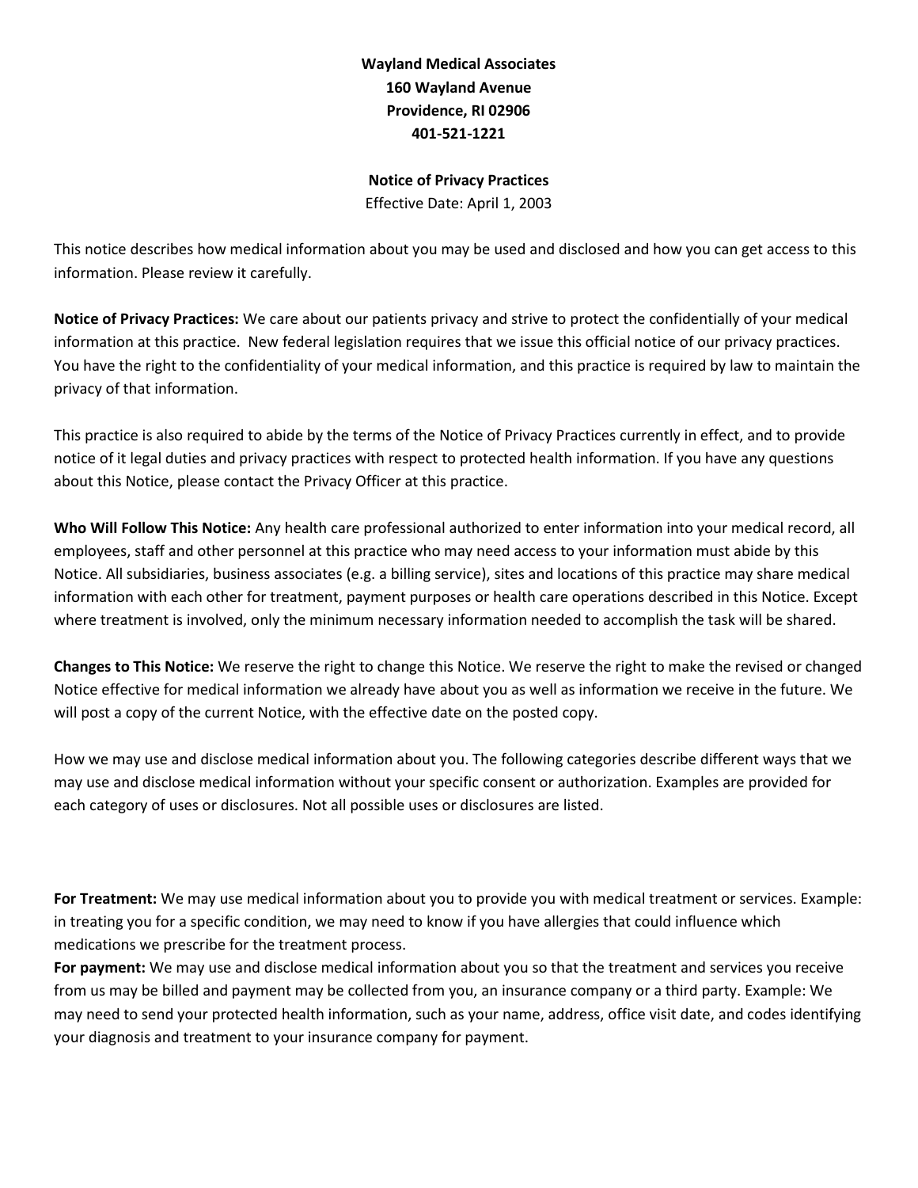**Wayland Medical Associates**
**160 Wayland Avenue**
**Providence, RI 02906**
**401-521-1221**

## Notice of Privacy Practices

Effective Date: April 1, 2003

This notice describes how medical information about you may be used and disclosed and how you can get access to this information. Please review it carefully.

**Notice of Privacy Practices:** We care about our patients privacy and strive to protect the confidentially of your medical information at this practice. New federal legislation requires that we issue this official notice of our privacy practices. You have the right to the confidentiality of your medical information, and this practice is required by law to maintain the privacy of that information.

This practice is also required to abide by the terms of the Notice of Privacy Practices currently in effect, and to provide notice of it legal duties and privacy practices with respect to protected health information. If you have any questions about this Notice, please contact the Privacy Officer at this practice.

**Who Will Follow This Notice:** Any health care professional authorized to enter information into your medical record, all employees, staff and other personnel at this practice who may need access to your information must abide by this Notice. All subsidiaries, business associates (e.g. a billing service), sites and locations of this practice may share medical information with each other for treatment, payment purposes or health care operations described in this Notice. Except where treatment is involved, only the minimum necessary information needed to accomplish the task will be shared.

**Changes to This Notice:** We reserve the right to change this Notice. We reserve the right to make the revised or changed Notice effective for medical information we already have about you as well as information we receive in the future. We will post a copy of the current Notice, with the effective date on the posted copy.

How we may use and disclose medical information about you. The following categories describe different ways that we may use and disclose medical information without your specific consent or authorization. Examples are provided for each category of uses or disclosures. Not all possible uses or disclosures are listed.

**For Treatment:** We may use medical information about you to provide you with medical treatment or services. Example: in treating you for a specific condition, we may need to know if you have allergies that could influence which medications we prescribe for the treatment process.

**For payment:** We may use and disclose medical information about you so that the treatment and services you receive from us may be billed and payment may be collected from you, an insurance company or a third party. Example: We may need to send your protected health information, such as your name, address, office visit date, and codes identifying your diagnosis and treatment to your insurance company for payment.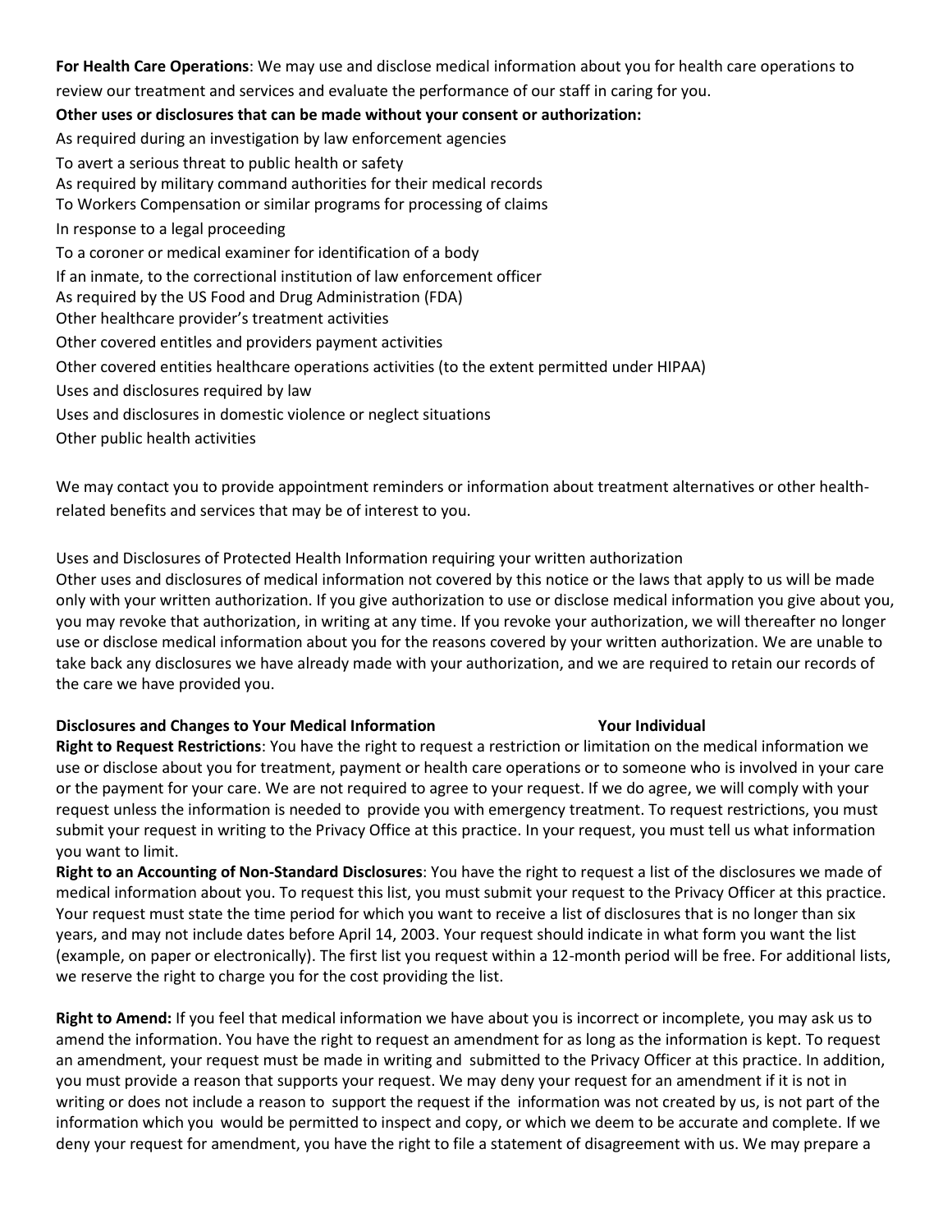**For Health Care Operations**: We may use and disclose medical information about you for health care operations to review our treatment and services and evaluate the performance of our staff in caring for you.

**Other uses or disclosures that can be made without your consent or authorization:**

As required during an investigation by law enforcement agencies
To avert a serious threat to public health or safety
As required by military command authorities for their medical records
To Workers Compensation or similar programs for processing of claims
In response to a legal proceeding
To a coroner or medical examiner for identification of a body
If an inmate, to the correctional institution of law enforcement officer
As required by the US Food and Drug Administration (FDA)
Other healthcare provider's treatment activities
Other covered entitles and providers payment activities
Other covered entities healthcare operations activities (to the extent permitted under HIPAA)
Uses and disclosures required by law
Uses and disclosures in domestic violence or neglect situations
Other public health activities

We may contact you to provide appointment reminders or information about treatment alternatives or other health-related benefits and services that may be of interest to you.

Uses and Disclosures of Protected Health Information requiring your written authorization
Other uses and disclosures of medical information not covered by this notice or the laws that apply to us will be made only with your written authorization. If you give authorization to use or disclose medical information you give about you, you may revoke that authorization, in writing at any time. If you revoke your authorization, we will thereafter no longer use or disclose medical information about you for the reasons covered by your written authorization. We are unable to take back any disclosures we have already made with your authorization, and we are required to retain our records of the care we have provided you.

**Disclosures and Changes to Your Medical Information Your Individual**

**Right to Request Restrictions**: You have the right to request a restriction or limitation on the medical information we use or disclose about you for treatment, payment or health care operations or to someone who is involved in your care or the payment for your care. We are not required to agree to your request. If we do agree, we will comply with your request unless the information is needed to provide you with emergency treatment. To request restrictions, you must submit your request in writing to the Privacy Office at this practice. In your request, you must tell us what information you want to limit.

**Right to an Accounting of Non-Standard Disclosures**: You have the right to request a list of the disclosures we made of medical information about you. To request this list, you must submit your request to the Privacy Officer at this practice. Your request must state the time period for which you want to receive a list of disclosures that is no longer than six years, and may not include dates before April 14, 2003. Your request should indicate in what form you want the list (example, on paper or electronically). The first list you request within a 12-month period will be free. For additional lists, we reserve the right to charge you for the cost providing the list.

**Right to Amend:** If you feel that medical information we have about you is incorrect or incomplete, you may ask us to amend the information. You have the right to request an amendment for as long as the information is kept. To request an amendment, your request must be made in writing and submitted to the Privacy Officer at this practice. In addition, you must provide a reason that supports your request. We may deny your request for an amendment if it is not in writing or does not include a reason to support the request if the information was not created by us, is not part of the information which you would be permitted to inspect and copy, or which we deem to be accurate and complete. If we deny your request for amendment, you have the right to file a statement of disagreement with us. We may prepare a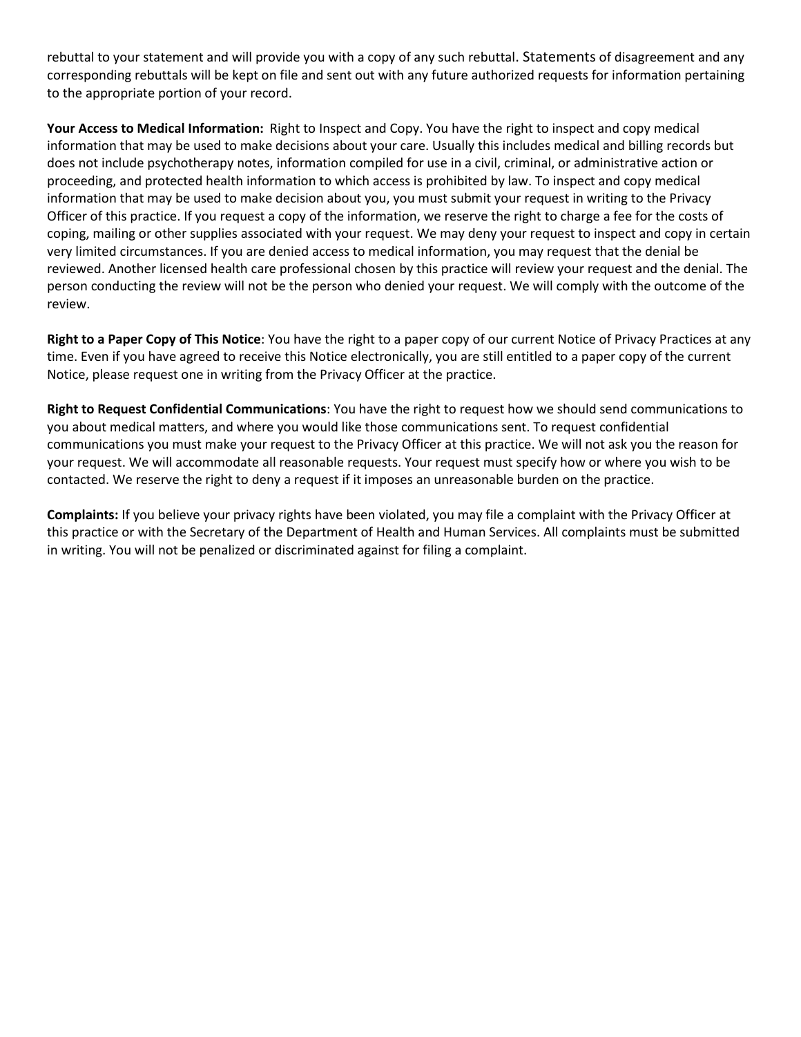rebuttal to your statement and will provide you with a copy of any such rebuttal. Statements of disagreement and any corresponding rebuttals will be kept on file and sent out with any future authorized requests for information pertaining to the appropriate portion of your record.

**Your Access to Medical Information:** Right to Inspect and Copy. You have the right to inspect and copy medical information that may be used to make decisions about your care. Usually this includes medical and billing records but does not include psychotherapy notes, information compiled for use in a civil, criminal, or administrative action or proceeding, and protected health information to which access is prohibited by law. To inspect and copy medical information that may be used to make decision about you, you must submit your request in writing to the Privacy Officer of this practice. If you request a copy of the information, we reserve the right to charge a fee for the costs of coping, mailing or other supplies associated with your request. We may deny your request to inspect and copy in certain very limited circumstances. If you are denied access to medical information, you may request that the denial be reviewed. Another licensed health care professional chosen by this practice will review your request and the denial. The person conducting the review will not be the person who denied your request. We will comply with the outcome of the review.

**Right to a Paper Copy of This Notice**: You have the right to a paper copy of our current Notice of Privacy Practices at any time. Even if you have agreed to receive this Notice electronically, you are still entitled to a paper copy of the current Notice, please request one in writing from the Privacy Officer at the practice.

**Right to Request Confidential Communications**: You have the right to request how we should send communications to you about medical matters, and where you would like those communications sent. To request confidential communications you must make your request to the Privacy Officer at this practice. We will not ask you the reason for your request. We will accommodate all reasonable requests. Your request must specify how or where you wish to be contacted. We reserve the right to deny a request if it imposes an unreasonable burden on the practice.

**Complaints:** If you believe your privacy rights have been violated, you may file a complaint with the Privacy Officer at this practice or with the Secretary of the Department of Health and Human Services. All complaints must be submitted in writing. You will not be penalized or discriminated against for filing a complaint.